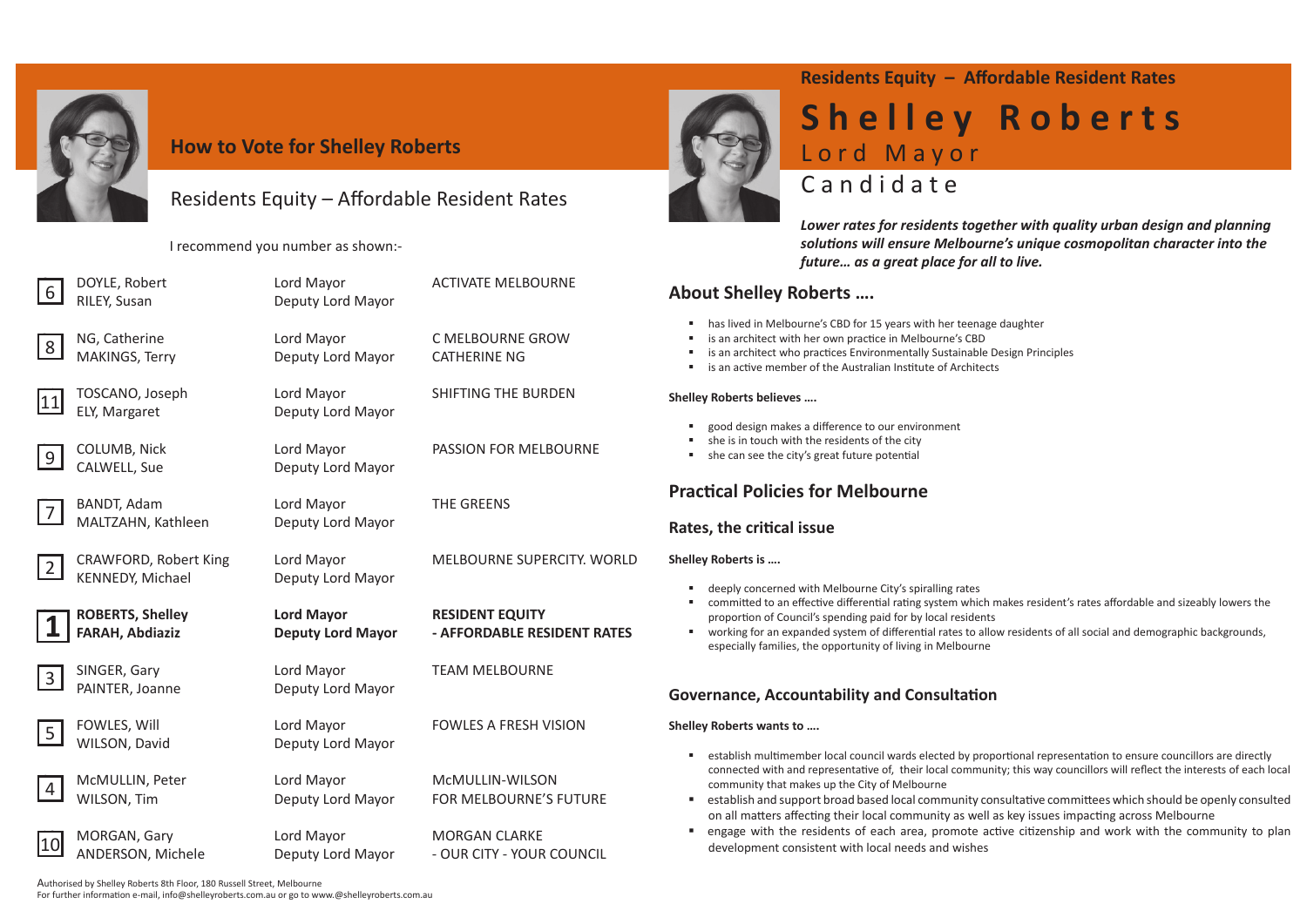## How to Vote for Shelley Roberts

Residents Equity – Affordable Resident Rates

I recommend you number as shown:-

| | Candidates | Position | Group |
|---|---|---|---|
| 6 | DOYLE, Robert<br>RILEY, Susan | Lord Mayor<br>Deputy Lord Mayor | ACTIVATE MELBOURNE |
| 8 | NG, Catherine<br>MAKINGS, Terry | Lord Mayor<br>Deputy Lord Mayor | C MELBOURNE GROW<br>CATHERINE NG |
| 11 | TOSCANO, Joseph<br>ELY, Margaret | Lord Mayor<br>Deputy Lord Mayor | SHIFTING THE BURDEN |
| 9 | COLUMB, Nick<br>CALWELL, Sue | Lord Mayor<br>Deputy Lord Mayor | PASSION FOR MELBOURNE |
| 7 | BANDT, Adam<br>MALTZAHN, Kathleen | Lord Mayor<br>Deputy Lord Mayor | THE GREENS |
| 2 | CRAWFORD, Robert King<br>KENNEDY, Michael | Lord Mayor<br>Deputy Lord Mayor | MELBOURNE SUPERCITY. WORLD |
| **1** | **ROBERTS, Shelley**<br>**FARAH, Abdiaziz** | **Lord Mayor**<br>**Deputy Lord Mayor** | **RESIDENT EQUITY**<br>**- AFFORDABLE RESIDENT RATES** |
| 3 | SINGER, Gary<br>PAINTER, Joanne | Lord Mayor<br>Deputy Lord Mayor | TEAM MELBOURNE |
| 5 | FOWLES, Will<br>WILSON, David | Lord Mayor<br>Deputy Lord Mayor | FOWLES A FRESH VISION |
| 4 | McMULLIN, Peter<br>WILSON, Tim | Lord Mayor<br>Deputy Lord Mayor | McMULLIN-WILSON<br>FOR MELBOURNE'S FUTURE |
| 10 | MORGAN, Gary<br>ANDERSON, Michele | Lord Mayor<br>Deputy Lord Mayor | MORGAN CLARKE<br>- OUR CITY - YOUR COUNCIL |

Authorised by Shelley Roberts 8th Floor, 180 Russell Street, Melbourne
For further information e-mail, info@shelleyroberts.com.au or go to www.@shelleyroberts.com.au

**Residents Equity – Affordable Resident Rates**

# Shelley Roberts

Lord Mayor
Candidate

***Lower rates for residents together with quality urban design and planning solutions will ensure Melbourne's unique cosmopolitan character into the future… as a great place for all to live.***

## About Shelley Roberts ….

- has lived in Melbourne's CBD for 15 years with her teenage daughter
- is an architect with her own practice in Melbourne's CBD
- is an architect who practices Environmentally Sustainable Design Principles
- is an active member of the Australian Institute of Architects

**Shelley Roberts believes ….**

- good design makes a difference to our environment
- she is in touch with the residents of the city
- she can see the city's great future potential

## Practical Policies for Melbourne

### Rates, the critical issue

**Shelley Roberts is ….**

- deeply concerned with Melbourne City's spiralling rates
- committed to an effective differential rating system which makes resident's rates affordable and sizeably lowers the proportion of Council's spending paid for by local residents
- working for an expanded system of differential rates to allow residents of all social and demographic backgrounds, especially families, the opportunity of living in Melbourne

### Governance, Accountability and Consultation

**Shelley Roberts wants to ….**

- establish multimember local council wards elected by proportional representation to ensure councillors are directly connected with and representative of, their local community; this way councillors will reflect the interests of each local community that makes up the City of Melbourne
- establish and support broad based local community consultative committees which should be openly consulted on all matters affecting their local community as well as key issues impacting across Melbourne
- engage with the residents of each area, promote active citizenship and work with the community to plan development consistent with local needs and wishes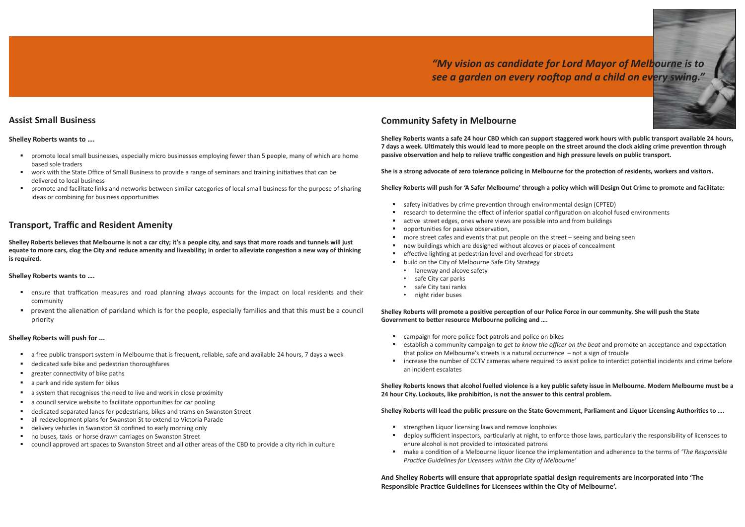*"My vision as candidate for Lord Mayor of Melbourne is to see a garden on every rooftop and a child on every swing."*

## Assist Small Business

**Shelley Roberts wants to ….**

- promote local small businesses, especially micro businesses employing fewer than 5 people, many of which are home based sole traders
- work with the State Office of Small Business to provide a range of seminars and training initiatives that can be delivered to local business
- promote and facilitate links and networks between similar categories of local small business for the purpose of sharing ideas or combining for business opportunities

## Transport, Traffic and Resident Amenity

**Shelley Roberts believes that Melbourne is not a car city; it's a people city, and says that more roads and tunnels will just equate to more cars, clog the City and reduce amenity and liveability; in order to alleviate congestion a new way of thinking is required.**

**Shelley Roberts wants to ….**

- ensure that traffication measures and road planning always accounts for the impact on local residents and their community
- prevent the alienation of parkland which is for the people, especially families and that this must be a council priority

**Shelley Roberts will push for ...**

- a free public transport system in Melbourne that is frequent, reliable, safe and available 24 hours, 7 days a week
- dedicated safe bike and pedestrian thoroughfares
- greater connectivity of bike paths
- a park and ride system for bikes
- a system that recognises the need to live and work in close proximity
- a council service website to facilitate opportunities for car pooling
- dedicated separated lanes for pedestrians, bikes and trams on Swanston Street
- all redevelopment plans for Swanston St to extend to Victoria Parade
- delivery vehicles in Swanston St confined to early morning only
- no buses, taxis or horse drawn carriages on Swanston Street
- council approved art spaces to Swanston Street and all other areas of the CBD to provide a city rich in culture

## Community Safety in Melbourne

**Shelley Roberts wants a safe 24 hour CBD which can support staggered work hours with public transport available 24 hours, 7 days a week. Ultimately this would lead to more people on the street around the clock aiding crime prevention through passive observation and help to relieve traffic congestion and high pressure levels on public transport.**

**She is a strong advocate of zero tolerance policing in Melbourne for the protection of residents, workers and visitors.**

**Shelley Roberts will push for 'A Safer Melbourne' through a policy which will Design Out Crime to promote and facilitate:**

- safety initiatives by crime prevention through environmental design (CPTED)
- research to determine the effect of inferior spatial configuration on alcohol fused environments
- active street edges, ones where views are possible into and from buildings
- opportunities for passive observation,
- more street cafes and events that put people on the street – seeing and being seen
- new buildings which are designed without alcoves or places of concealment
- effective lighting at pedestrian level and overhead for streets
- build on the City of Melbourne Safe City Strategy
  - laneway and alcove safety
  - safe City car parks
  - safe City taxi ranks
  - night rider buses

**Shelley Roberts will promote a positive perception of our Police Force in our community. She will push the State Government to better resource Melbourne policing and ….**

- campaign for more police foot patrols and police on bikes
- establish a community campaign to *get to know the officer on the beat* and promote an acceptance and expectation that police on Melbourne's streets is a natural occurrence – not a sign of trouble
- increase the number of CCTV cameras where required to assist police to interdict potential incidents and crime before an incident escalates

**Shelley Roberts knows that alcohol fuelled violence is a key public safety issue in Melbourne. Modern Melbourne must be a 24 hour City. Lockouts, like prohibition, is not the answer to this central problem.**

**Shelley Roberts will lead the public pressure on the State Government, Parliament and Liquor Licensing Authorities to ….**

- strengthen Liquor licensing laws and remove loopholes
- deploy sufficient inspectors, particularly at night, to enforce those laws, particularly the responsibility of licensees to enure alcohol is not provided to intoxicated patrons
- make a condition of a Melbourne liquor licence the implementation and adherence to the terms of *'The Responsible Practice Guidelines for Licensees within the City of Melbourne'*

**And Shelley Roberts will ensure that appropriate spatial design requirements are incorporated into 'The Responsible Practice Guidelines for Licensees within the City of Melbourne'.**